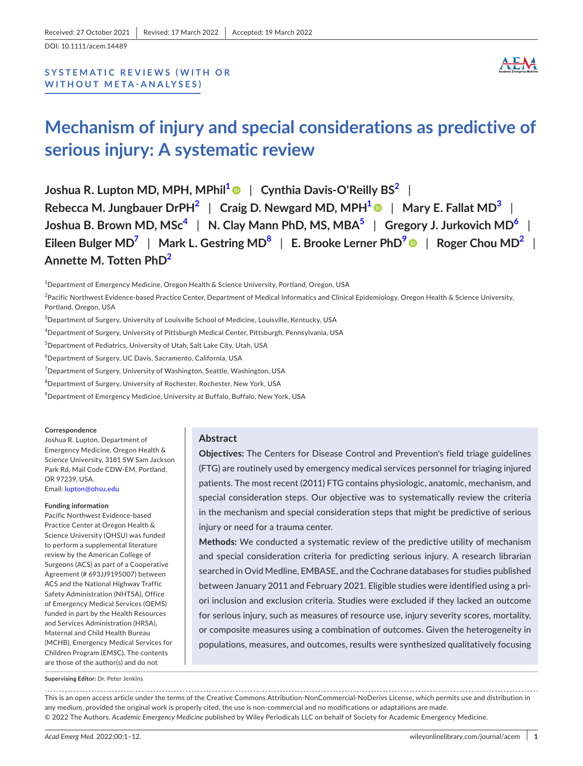Received: 27 October 2021 | Revised: 17 March 2022 | Accepted: 19 March 2022

DOI: 10.1111/acem.14489

SYSTEMATIC REVIEWS (WITH OR WITHOUT META-ANALYSES)

# Mechanism of injury and special considerations as predictive of serious injury: A systematic review

**Joshua R. Lupton MD, MPH, MPhil[1] | Cynthia Davis-O'Reilly BS[2] | Rebecca M. Jungbauer DrPH[2] | Craig D. Newgard MD, MPH[1] | Mary E. Fallat MD[3] | Joshua B. Brown MD, MSc[4] | N. Clay Mann PhD, MS, MBA[5] | Gregory J. Jurkovich MD[6] | Eileen Bulger MD[7] | Mark L. Gestring MD[8] | E. Brooke Lerner PhD[9] | Roger Chou MD[2] | Annette M. Totten PhD[2]**

[1]Department of Emergency Medicine, Oregon Health & Science University, Portland, Oregon, USA

[2]Pacific Northwest Evidence-based Practice Center, Department of Medical Informatics and Clinical Epidemiology, Oregon Health & Science University, Portland, Oregon, USA

[3]Department of Surgery, University of Louisville School of Medicine, Louisville, Kentucky, USA

[4]Department of Surgery, University of Pittsburgh Medical Center, Pittsburgh, Pennsylvania, USA

[5]Department of Pediatrics, University of Utah, Salt Lake City, Utah, USA

[6]Department of Surgery, UC Davis, Sacramento, California, USA

[7]Department of Surgery, University of Washington, Seattle, Washington, USA

[8]Department of Surgery, University of Rochester, Rochester, New York, USA

[9]Department of Emergency Medicine, University at Buffalo, Buffalo, New York, USA

**Correspondence**

Joshua R. Lupton, Department of Emergency Medicine, Oregon Health & Science University, 3181 SW Sam Jackson Park Rd, Mail Code CDW-EM, Portland, OR 97239, USA.
Email: lupton@ohsu.edu

**Funding information**

Pacific Northwest Evidence-based Practice Center at Oregon Health & Science University (OHSU) was funded to perform a supplemental literature review by the American College of Surgeons (ACS) as part of a Cooperative Agreement (# 693JJ9195007) between ACS and the National Highway Traffic Safety Administration (NHTSA), Office of Emergency Medical Services (OEMS) funded in part by the Health Resources and Services Administration (HRSA), Maternal and Child Health Bureau (MCHB), Emergency Medical Services for Children Program (EMSC). The contents are those of the author(s) and do not

## Abstract

**Objectives:** The Centers for Disease Control and Prevention's field triage guidelines (FTG) are routinely used by emergency medical services personnel for triaging injured patients. The most recent (2011) FTG contains physiologic, anatomic, mechanism, and special consideration steps. Our objective was to systematically review the criteria in the mechanism and special consideration steps that might be predictive of serious injury or need for a trauma center.

**Methods:** We conducted a systematic review of the predictive utility of mechanism and special consideration criteria for predicting serious injury. A research librarian searched in Ovid Medline, EMBASE, and the Cochrane databases for studies published between January 2011 and February 2021. Eligible studies were identified using a priori inclusion and exclusion criteria. Studies were excluded if they lacked an outcome for serious injury, such as measures of resource use, injury severity scores, mortality, or composite measures using a combination of outcomes. Given the heterogeneity in populations, measures, and outcomes, results were synthesized qualitatively focusing

**Supervising Editor:** Dr. Peter Jenkins

This is an open access article under the terms of the Creative Commons Attribution-NonCommercial-NoDerivs License, which permits use and distribution in any medium, provided the original work is properly cited, the use is non-commercial and no modifications or adaptations are made.
© 2022 The Authors. *Academic Emergency Medicine* published by Wiley Periodicals LLC on behalf of Society for Academic Emergency Medicine.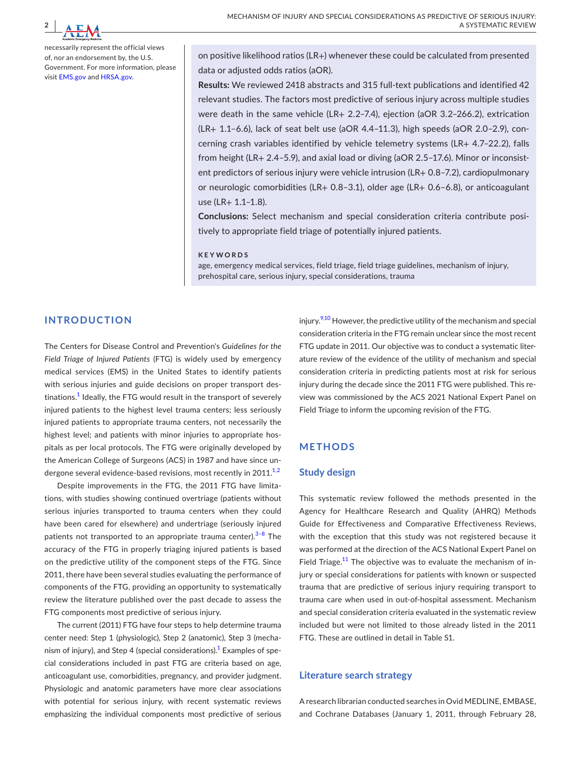necessarily represent the official views of, nor an endorsement by, the U.S. Government. For more information, please visit EMS.gov and HRSA.gov.

on positive likelihood ratios (LR+) whenever these could be calculated from presented data or adjusted odds ratios (aOR).

**Results:** We reviewed 2418 abstracts and 315 full-text publications and identified 42 relevant studies. The factors most predictive of serious injury across multiple studies were death in the same vehicle (LR+ 2.2–7.4), ejection (aOR 3.2–266.2), extrication (LR+ 1.1–6.6), lack of seat belt use (aOR 4.4–11.3), high speeds (aOR 2.0–2.9), concerning crash variables identified by vehicle telemetry systems (LR+ 4.7–22.2), falls from height (LR+ 2.4–5.9), and axial load or diving (aOR 2.5–17.6). Minor or inconsistent predictors of serious injury were vehicle intrusion (LR+ 0.8–7.2), cardiopulmonary or neurologic comorbidities (LR+ 0.8–3.1), older age (LR+ 0.6–6.8), or anticoagulant use (LR+ 1.1–1.8).

**Conclusions:** Select mechanism and special consideration criteria contribute positively to appropriate field triage of potentially injured patients.

**KEYWORDS**

age, emergency medical services, field triage, field triage guidelines, mechanism of injury, prehospital care, serious injury, special considerations, trauma

## INTRODUCTION

The Centers for Disease Control and Prevention's *Guidelines for the Field Triage of Injured Patients* (FTG) is widely used by emergency medical services (EMS) in the United States to identify patients with serious injuries and guide decisions on proper transport destinations.[1] Ideally, the FTG would result in the transport of severely injured patients to the highest level trauma centers; less seriously injured patients to appropriate trauma centers, not necessarily the highest level; and patients with minor injuries to appropriate hospitals as per local protocols. The FTG were originally developed by the American College of Surgeons (ACS) in 1987 and have since undergone several evidence-based revisions, most recently in 2011.[1,2]

Despite improvements in the FTG, the 2011 FTG have limitations, with studies showing continued overtriage (patients without serious injuries transported to trauma centers when they could have been cared for elsewhere) and undertriage (seriously injured patients not transported to an appropriate trauma center).[3–8] The accuracy of the FTG in properly triaging injured patients is based on the predictive utility of the component steps of the FTG. Since 2011, there have been several studies evaluating the performance of components of the FTG, providing an opportunity to systematically review the literature published over the past decade to assess the FTG components most predictive of serious injury.

The current (2011) FTG have four steps to help determine trauma center need: Step 1 (physiologic), Step 2 (anatomic), Step 3 (mechanism of injury), and Step 4 (special considerations).[1] Examples of special considerations included in past FTG are criteria based on age, anticoagulant use, comorbidities, pregnancy, and provider judgment. Physiologic and anatomic parameters have more clear associations with potential for serious injury, with recent systematic reviews emphasizing the individual components most predictive of serious injury.[9,10] However, the predictive utility of the mechanism and special consideration criteria in the FTG remain unclear since the most recent FTG update in 2011. Our objective was to conduct a systematic literature review of the evidence of the utility of mechanism and special consideration criteria in predicting patients most at risk for serious injury during the decade since the 2011 FTG were published. This review was commissioned by the ACS 2021 National Expert Panel on Field Triage to inform the upcoming revision of the FTG.

## METHODS

### Study design

This systematic review followed the methods presented in the Agency for Healthcare Research and Quality (AHRQ) Methods Guide for Effectiveness and Comparative Effectiveness Reviews, with the exception that this study was not registered because it was performed at the direction of the ACS National Expert Panel on Field Triage.[11] The objective was to evaluate the mechanism of injury or special considerations for patients with known or suspected trauma that are predictive of serious injury requiring transport to trauma care when used in out-of-hospital assessment. Mechanism and special consideration criteria evaluated in the systematic review included but were not limited to those already listed in the 2011 FTG. These are outlined in detail in Table S1.

### Literature search strategy

A research librarian conducted searches in Ovid MEDLINE, EMBASE, and Cochrane Databases (January 1, 2011, through February 28,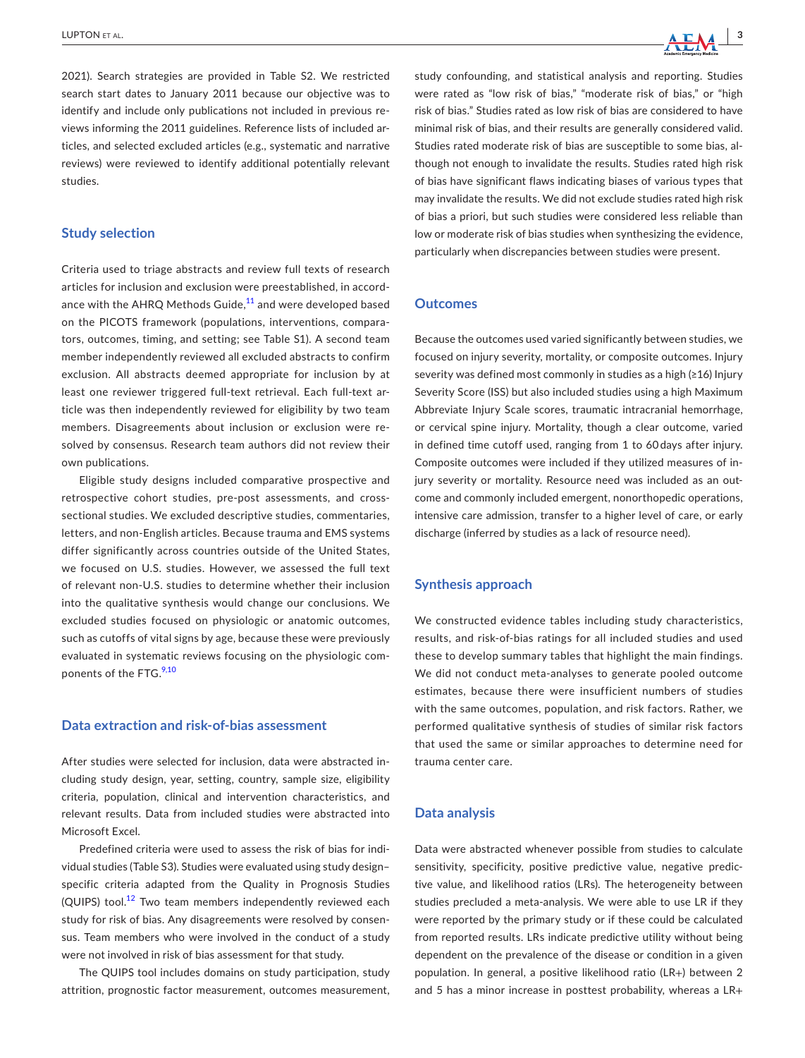2021). Search strategies are provided in Table S2. We restricted search start dates to January 2011 because our objective was to identify and include only publications not included in previous reviews informing the 2011 guidelines. Reference lists of included articles, and selected excluded articles (e.g., systematic and narrative reviews) were reviewed to identify additional potentially relevant studies.

## Study selection

Criteria used to triage abstracts and review full texts of research articles for inclusion and exclusion were preestablished, in accordance with the AHRQ Methods Guide,[11] and were developed based on the PICOTS framework (populations, interventions, comparators, outcomes, timing, and setting; see Table S1). A second team member independently reviewed all excluded abstracts to confirm exclusion. All abstracts deemed appropriate for inclusion by at least one reviewer triggered full-text retrieval. Each full-text article was then independently reviewed for eligibility by two team members. Disagreements about inclusion or exclusion were resolved by consensus. Research team authors did not review their own publications.

Eligible study designs included comparative prospective and retrospective cohort studies, pre-post assessments, and cross-sectional studies. We excluded descriptive studies, commentaries, letters, and non-English articles. Because trauma and EMS systems differ significantly across countries outside of the United States, we focused on U.S. studies. However, we assessed the full text of relevant non-U.S. studies to determine whether their inclusion into the qualitative synthesis would change our conclusions. We excluded studies focused on physiologic or anatomic outcomes, such as cutoffs of vital signs by age, because these were previously evaluated in systematic reviews focusing on the physiologic components of the FTG.[9,10]

## Data extraction and risk-of-bias assessment

After studies were selected for inclusion, data were abstracted including study design, year, setting, country, sample size, eligibility criteria, population, clinical and intervention characteristics, and relevant results. Data from included studies were abstracted into Microsoft Excel.

Predefined criteria were used to assess the risk of bias for individual studies (Table S3). Studies were evaluated using study design–specific criteria adapted from the Quality in Prognosis Studies (QUIPS) tool.[12] Two team members independently reviewed each study for risk of bias. Any disagreements were resolved by consensus. Team members who were involved in the conduct of a study were not involved in risk of bias assessment for that study.

The QUIPS tool includes domains on study participation, study attrition, prognostic factor measurement, outcomes measurement, study confounding, and statistical analysis and reporting. Studies were rated as "low risk of bias," "moderate risk of bias," or "high risk of bias." Studies rated as low risk of bias are considered to have minimal risk of bias, and their results are generally considered valid. Studies rated moderate risk of bias are susceptible to some bias, although not enough to invalidate the results. Studies rated high risk of bias have significant flaws indicating biases of various types that may invalidate the results. We did not exclude studies rated high risk of bias a priori, but such studies were considered less reliable than low or moderate risk of bias studies when synthesizing the evidence, particularly when discrepancies between studies were present.

## Outcomes

Because the outcomes used varied significantly between studies, we focused on injury severity, mortality, or composite outcomes. Injury severity was defined most commonly in studies as a high (≥16) Injury Severity Score (ISS) but also included studies using a high Maximum Abbreviate Injury Scale scores, traumatic intracranial hemorrhage, or cervical spine injury. Mortality, though a clear outcome, varied in defined time cutoff used, ranging from 1 to 60 days after injury. Composite outcomes were included if they utilized measures of injury severity or mortality. Resource need was included as an outcome and commonly included emergent, nonorthopedic operations, intensive care admission, transfer to a higher level of care, or early discharge (inferred by studies as a lack of resource need).

## Synthesis approach

We constructed evidence tables including study characteristics, results, and risk-of-bias ratings for all included studies and used these to develop summary tables that highlight the main findings. We did not conduct meta-analyses to generate pooled outcome estimates, because there were insufficient numbers of studies with the same outcomes, population, and risk factors. Rather, we performed qualitative synthesis of studies of similar risk factors that used the same or similar approaches to determine need for trauma center care.

## Data analysis

Data were abstracted whenever possible from studies to calculate sensitivity, specificity, positive predictive value, negative predictive value, and likelihood ratios (LRs). The heterogeneity between studies precluded a meta-analysis. We were able to use LR if they were reported by the primary study or if these could be calculated from reported results. LRs indicate predictive utility without being dependent on the prevalence of the disease or condition in a given population. In general, a positive likelihood ratio (LR+) between 2 and 5 has a minor increase in posttest probability, whereas a LR+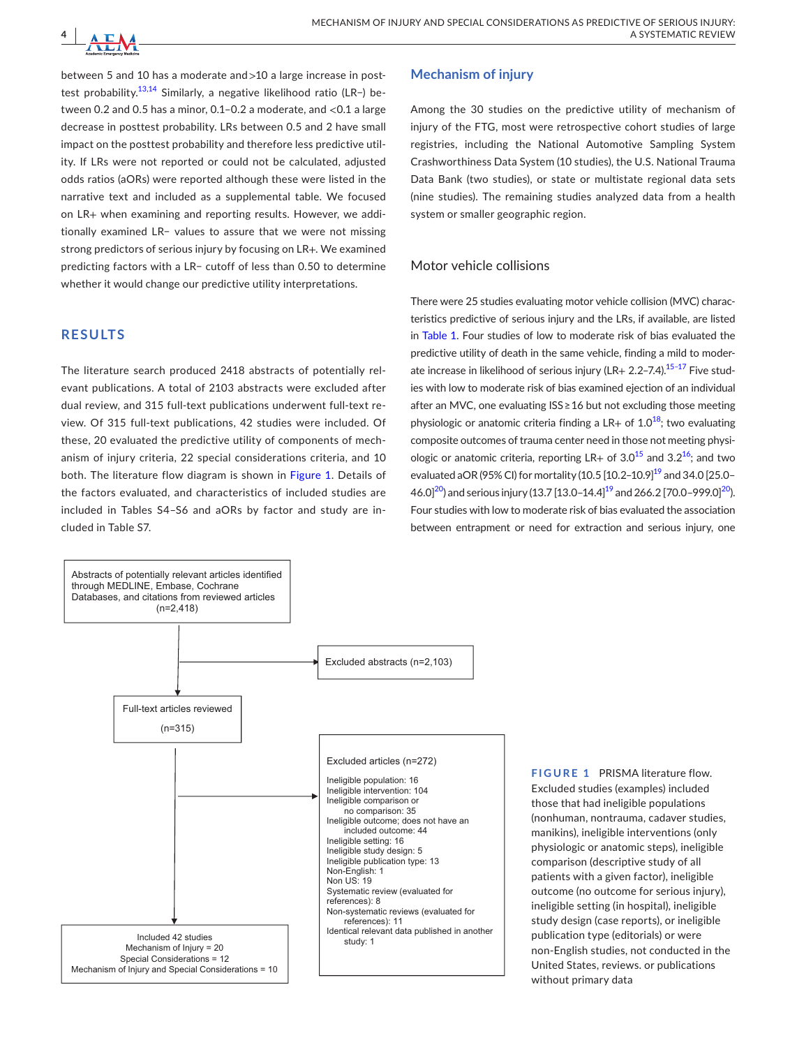between 5 and 10 has a moderate and >10 a large increase in posttest probability.[13,14] Similarly, a negative likelihood ratio (LR−) between 0.2 and 0.5 has a minor, 0.1–0.2 a moderate, and <0.1 a large decrease in posttest probability. LRs between 0.5 and 2 have small impact on the posttest probability and therefore less predictive utility. If LRs were not reported or could not be calculated, adjusted odds ratios (aORs) were reported although these were listed in the narrative text and included as a supplemental table. We focused on LR+ when examining and reporting results. However, we additionally examined LR− values to assure that we were not missing strong predictors of serious injury by focusing on LR+. We examined predicting factors with a LR− cutoff of less than 0.50 to determine whether it would change our predictive utility interpretations.

## RESULTS

The literature search produced 2418 abstracts of potentially relevant publications. A total of 2103 abstracts were excluded after dual review, and 315 full-text publications underwent full-text review. Of 315 full-text publications, 42 studies were included. Of these, 20 evaluated the predictive utility of components of mechanism of injury criteria, 22 special considerations criteria, and 10 both. The literature flow diagram is shown in Figure 1. Details of the factors evaluated, and characteristics of included studies are included in Tables S4–S6 and aORs by factor and study are included in Table S7.

```
Abstracts of potentially relevant articles identified
through MEDLINE, Embase, Cochrane
Databases, and citations from reviewed articles
(n=2,418)
        |
        |-----> Excluded abstracts (n=2,103)
        v
Full-text articles reviewed
(n=315)
        |
        |-----> Excluded articles (n=272)
        |       Ineligible population: 16
        |       Ineligible intervention: 104
        |       Ineligible comparison or
        |           no comparison: 35
        |       Ineligible outcome; does not have an
        |           included outcome: 44
        |       Ineligible setting: 16
        |       Ineligible study design: 5
        |       Ineligible publication type: 13
        |       Non-English: 1
        |       Non US: 19
        |       Systematic review (evaluated for
        |       references): 8
        |       Non-systematic reviews (evaluated for
        |           references): 11
        |       Identical relevant data published in another
        |           study: 1
        v
Included 42 studies
Mechanism of Injury = 20
Special Considerations = 12
Mechanism of Injury and Special Considerations = 10
```

**FIGURE 1** PRISMA literature flow. Excluded studies (examples) included those that had ineligible populations (nonhuman, nontrauma, cadaver studies, manikins), ineligible interventions (only physiologic or anatomic steps), ineligible comparison (descriptive study of all patients with a given factor), ineligible outcome (no outcome for serious injury), ineligible setting (in hospital), ineligible study design (case reports), or ineligible publication type (editorials) or were non-English studies, not conducted in the United States, reviews. or publications without primary data

## Mechanism of injury

Among the 30 studies on the predictive utility of mechanism of injury of the FTG, most were retrospective cohort studies of large registries, including the National Automotive Sampling System Crashworthiness Data System (10 studies), the U.S. National Trauma Data Bank (two studies), or state or multistate regional data sets (nine studies). The remaining studies analyzed data from a health system or smaller geographic region.

### Motor vehicle collisions

There were 25 studies evaluating motor vehicle collision (MVC) characteristics predictive of serious injury and the LRs, if available, are listed in Table 1. Four studies of low to moderate risk of bias evaluated the predictive utility of death in the same vehicle, finding a mild to moderate increase in likelihood of serious injury (LR+ 2.2–7.4).[15–17] Five studies with low to moderate risk of bias examined ejection of an individual after an MVC, one evaluating ISS ≥ 16 but not excluding those meeting physiologic or anatomic criteria finding a LR+ of 1.0[18]; two evaluating composite outcomes of trauma center need in those not meeting physiologic or anatomic criteria, reporting LR+ of 3.0[15] and 3.2[16]; and two evaluated aOR (95% CI) for mortality (10.5 [10.2–10.9][19] and 34.0 [25.0–46.0][20]) and serious injury (13.7 [13.0–14.4][19] and 266.2 [70.0–999.0][20]). Four studies with low to moderate risk of bias evaluated the association between entrapment or need for extraction and serious injury, one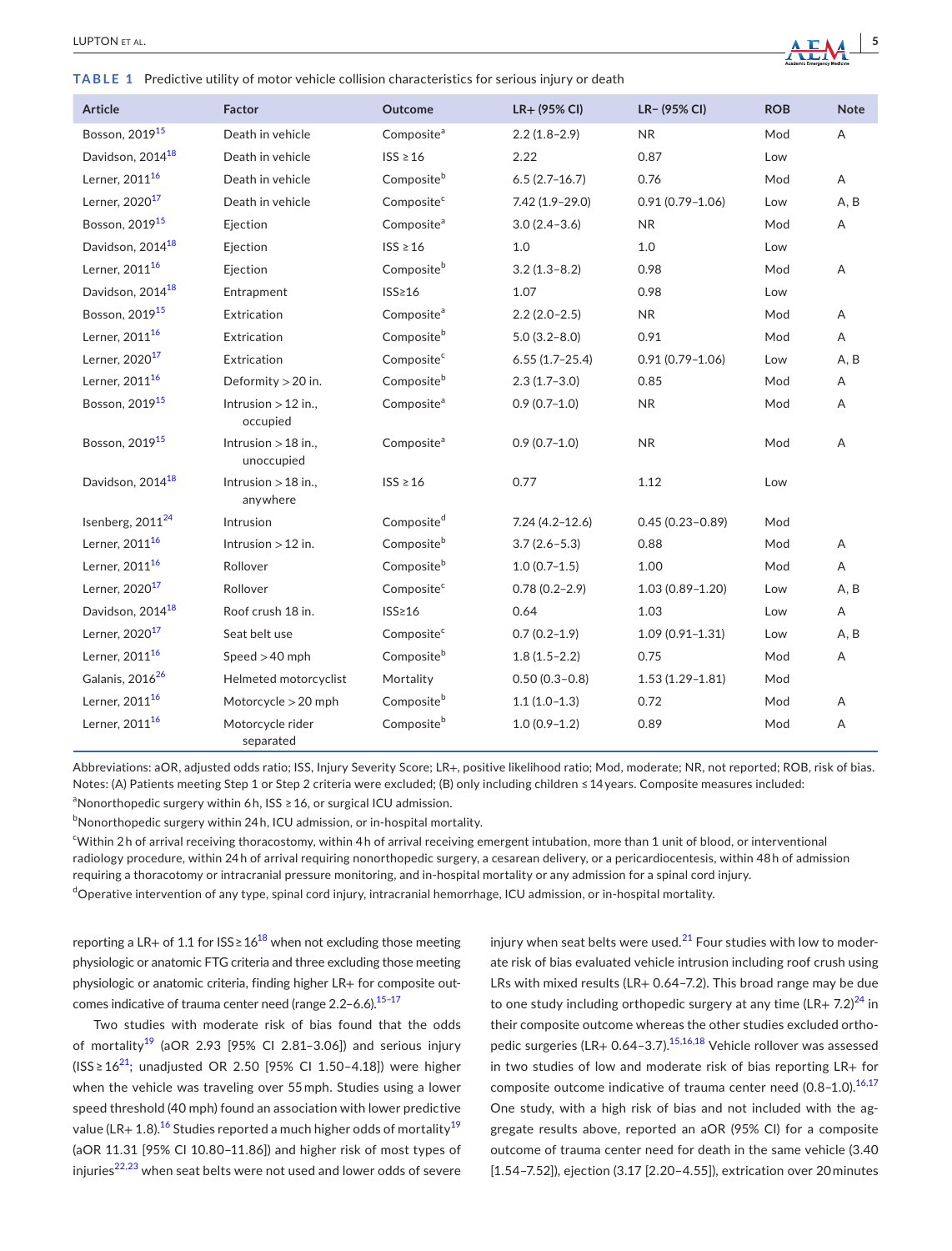**TABLE 1** Predictive utility of motor vehicle collision characteristics for serious injury or death

| Article | Factor | Outcome | LR+ (95% CI) | LR− (95% CI) | ROB | Note |
|---|---|---|---|---|---|---|
| Bosson, 2019[15] | Death in vehicle | Composite[a] | 2.2 (1.8–2.9) | NR | Mod | A |
| Davidson, 2014[18] | Death in vehicle | ISS ≥16 | 2.22 | 0.87 | Low | |
| Lerner, 2011[16] | Death in vehicle | Composite[b] | 6.5 (2.7–16.7) | 0.76 | Mod | A |
| Lerner, 2020[17] | Death in vehicle | Composite[c] | 7.42 (1.9–29.0) | 0.91 (0.79–1.06) | Low | A, B |
| Bosson, 2019[15] | Ejection | Composite[a] | 3.0 (2.4–3.6) | NR | Mod | A |
| Davidson, 2014[18] | Ejection | ISS ≥16 | 1.0 | 1.0 | Low | |
| Lerner, 2011[16] | Ejection | Composite[b] | 3.2 (1.3–8.2) | 0.98 | Mod | A |
| Davidson, 2014[18] | Entrapment | ISS≥16 | 1.07 | 0.98 | Low | |
| Bosson, 2019[15] | Extrication | Composite[a] | 2.2 (2.0–2.5) | NR | Mod | A |
| Lerner, 2011[16] | Extrication | Composite[b] | 5.0 (3.2–8.0) | 0.91 | Mod | A |
| Lerner, 2020[17] | Extrication | Composite[c] | 6.55 (1.7–25.4) | 0.91 (0.79–1.06) | Low | A, B |
| Lerner, 2011[16] | Deformity > 20 in. | Composite[b] | 2.3 (1.7–3.0) | 0.85 | Mod | A |
| Bosson, 2019[15] | Intrusion > 12 in., occupied | Composite[a] | 0.9 (0.7–1.0) | NR | Mod | A |
| Bosson, 2019[15] | Intrusion > 18 in., unoccupied | Composite[a] | 0.9 (0.7–1.0) | NR | Mod | A |
| Davidson, 2014[18] | Intrusion > 18 in., anywhere | ISS ≥16 | 0.77 | 1.12 | Low | |
| Isenberg, 2011[24] | Intrusion | Composite[d] | 7.24 (4.2–12.6) | 0.45 (0.23–0.89) | Mod | |
| Lerner, 2011[16] | Intrusion > 12 in. | Composite[b] | 3.7 (2.6–5.3) | 0.88 | Mod | A |
| Lerner, 2011[16] | Rollover | Composite[b] | 1.0 (0.7–1.5) | 1.00 | Mod | A |
| Lerner, 2020[17] | Rollover | Composite[c] | 0.78 (0.2–2.9) | 1.03 (0.89–1.20) | Low | A, B |
| Davidson, 2014[18] | Roof crush 18 in. | ISS≥16 | 0.64 | 1.03 | Low | A |
| Lerner, 2020[17] | Seat belt use | Composite[c] | 0.7 (0.2–1.9) | 1.09 (0.91–1.31) | Low | A, B |
| Lerner, 2011[16] | Speed > 40 mph | Composite[b] | 1.8 (1.5–2.2) | 0.75 | Mod | A |
| Galanis, 2016[26] | Helmeted motorcyclist | Mortality | 0.50 (0.3–0.8) | 1.53 (1.29–1.81) | Mod | |
| Lerner, 2011[16] | Motorcycle > 20 mph | Composite[b] | 1.1 (1.0–1.3) | 0.72 | Mod | A |
| Lerner, 2011[16] | Motorcycle rider separated | Composite[b] | 1.0 (0.9–1.2) | 0.89 | Mod | A |

Abbreviations: aOR, adjusted odds ratio; ISS, Injury Severity Score; LR+, positive likelihood ratio; Mod, moderate; NR, not reported; ROB, risk of bias.
Notes: (A) Patients meeting Step 1 or Step 2 criteria were excluded; (B) only including children ≤14 years. Composite measures included:
[a]Nonorthopedic surgery within 6 h, ISS ≥16, or surgical ICU admission.
[b]Nonorthopedic surgery within 24 h, ICU admission, or in-hospital mortality.
[c]Within 2 h of arrival receiving thoracostomy, within 4 h of arrival receiving emergent intubation, more than 1 unit of blood, or interventional radiology procedure, within 24 h of arrival requiring nonorthopedic surgery, a cesarean delivery, or a pericardiocentesis, within 48 h of admission requiring a thoracotomy or intracranial pressure monitoring, and in-hospital mortality or any admission for a spinal cord injury.
[d]Operative intervention of any type, spinal cord injury, intracranial hemorrhage, ICU admission, or in-hospital mortality.

reporting a LR+ of 1.1 for ISS ≥ 16[18] when not excluding those meeting physiologic or anatomic FTG criteria and three excluding those meeting physiologic or anatomic criteria, finding higher LR+ for composite outcomes indicative of trauma center need (range 2.2–6.6).[15–17]

Two studies with moderate risk of bias found that the odds of mortality[19] (aOR 2.93 [95% CI 2.81–3.06]) and serious injury (ISS ≥ 16[21]; unadjusted OR 2.50 [95% CI 1.50–4.18]) were higher when the vehicle was traveling over 55 mph. Studies using a lower speed threshold (40 mph) found an association with lower predictive value (LR+ 1.8).[16] Studies reported a much higher odds of mortality[19] (aOR 11.31 [95% CI 10.80–11.86]) and higher risk of most types of injuries[22,23] when seat belts were not used and lower odds of severe injury when seat belts were used.[21] Four studies with low to moderate risk of bias evaluated vehicle intrusion including roof crush using LRs with mixed results (LR+ 0.64–7.2). This broad range may be due to one study including orthopedic surgery at any time (LR+ 7.2)[24] in their composite outcome whereas the other studies excluded orthopedic surgeries (LR+ 0.64–3.7).[15,16,18] Vehicle rollover was assessed in two studies of low and moderate risk of bias reporting LR+ for composite outcome indicative of trauma center need (0.8–1.0).[16,17] One study, with a high risk of bias and not included with the aggregate results above, reported an aOR (95% CI) for a composite outcome of trauma center need for death in the same vehicle (3.40 [1.54–7.52]), ejection (3.17 [2.20–4.55]), extrication over 20 minutes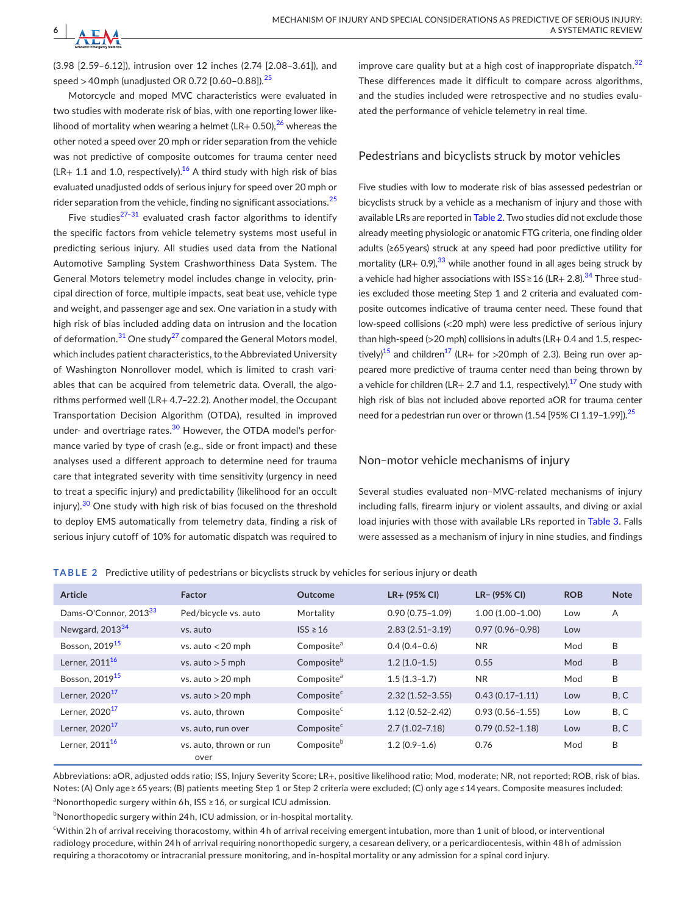(3.98 [2.59–6.12]), intrusion over 12 inches (2.74 [2.08–3.61]), and speed > 40 mph (unadjusted OR 0.72 [0.60–0.88]).[25]

Motorcycle and moped MVC characteristics were evaluated in two studies with moderate risk of bias, with one reporting lower likelihood of mortality when wearing a helmet (LR+ 0.50),[26] whereas the other noted a speed over 20 mph or rider separation from the vehicle was not predictive of composite outcomes for trauma center need (LR+ 1.1 and 1.0, respectively).[16] A third study with high risk of bias evaluated unadjusted odds of serious injury for speed over 20 mph or rider separation from the vehicle, finding no significant associations.[25]

Five studies[27–31] evaluated crash factor algorithms to identify the specific factors from vehicle telemetry systems most useful in predicting serious injury. All studies used data from the National Automotive Sampling System Crashworthiness Data System. The General Motors telemetry model includes change in velocity, principal direction of force, multiple impacts, seat beat use, vehicle type and weight, and passenger age and sex. One variation in a study with high risk of bias included adding data on intrusion and the location of deformation.[31] One study[27] compared the General Motors model, which includes patient characteristics, to the Abbreviated University of Washington Nonrollover model, which is limited to crash variables that can be acquired from telemetric data. Overall, the algorithms performed well (LR+ 4.7–22.2). Another model, the Occupant Transportation Decision Algorithm (OTDA), resulted in improved under- and overtriage rates.[30] However, the OTDA model's performance varied by type of crash (e.g., side or front impact) and these analyses used a different approach to determine need for trauma care that integrated severity with time sensitivity (urgency in need to treat a specific injury) and predictability (likelihood for an occult injury).[30] One study with high risk of bias focused on the threshold to deploy EMS automatically from telemetry data, finding a risk of serious injury cutoff of 10% for automatic dispatch was required to improve care quality but at a high cost of inappropriate dispatch.[32] These differences made it difficult to compare across algorithms, and the studies included were retrospective and no studies evaluated the performance of vehicle telemetry in real time.

## Pedestrians and bicyclists struck by motor vehicles

Five studies with low to moderate risk of bias assessed pedestrian or bicyclists struck by a vehicle as a mechanism of injury and those with available LRs are reported in Table 2. Two studies did not exclude those already meeting physiologic or anatomic FTG criteria, one finding older adults (≥65 years) struck at any speed had poor predictive utility for mortality (LR+ 0.9),[33] while another found in all ages being struck by a vehicle had higher associations with ISS ≥ 16 (LR+ 2.8).[34] Three studies excluded those meeting Step 1 and 2 criteria and evaluated composite outcomes indicative of trauma center need. These found that low-speed collisions (<20 mph) were less predictive of serious injury than high-speed (>20 mph) collisions in adults (LR+ 0.4 and 1.5, respectively)[15] and children[17] (LR+ for >20 mph of 2.3). Being run over appeared more predictive of trauma center need than being thrown by a vehicle for children (LR+ 2.7 and 1.1, respectively).[17] One study with high risk of bias not included above reported aOR for trauma center need for a pedestrian run over or thrown (1.54 [95% CI 1.19–1.99]).[25]

## Non–motor vehicle mechanisms of injury

Several studies evaluated non–MVC-related mechanisms of injury including falls, firearm injury or violent assaults, and diving or axial load injuries with those with available LRs reported in Table 3. Falls were assessed as a mechanism of injury in nine studies, and findings

**TABLE 2** Predictive utility of pedestrians or bicyclists struck by vehicles for serious injury or death

| Article | Factor | Outcome | LR+ (95% CI) | LR− (95% CI) | ROB | Note |
|---|---|---|---|---|---|---|
| Dams-O'Connor, 2013[33] | Ped/bicycle vs. auto | Mortality | 0.90 (0.75–1.09) | 1.00 (1.00–1.00) | Low | A |
| Newgard, 2013[34] | vs. auto | ISS ≥ 16 | 2.83 (2.51–3.19) | 0.97 (0.96–0.98) | Low | |
| Bosson, 2019[15] | vs. auto < 20 mph | Composite[a] | 0.4 (0.4–0.6) | NR | Mod | B |
| Lerner, 2011[16] | vs. auto > 5 mph | Composite[b] | 1.2 (1.0–1.5) | 0.55 | Mod | B |
| Bosson, 2019[15] | vs. auto > 20 mph | Composite[a] | 1.5 (1.3–1.7) | NR | Mod | B |
| Lerner, 2020[17] | vs. auto > 20 mph | Composite[c] | 2.32 (1.52–3.55) | 0.43 (0.17–1.11) | Low | B, C |
| Lerner, 2020[17] | vs. auto, thrown | Composite[c] | 1.12 (0.52–2.42) | 0.93 (0.56–1.55) | Low | B, C |
| Lerner, 2020[17] | vs. auto, run over | Composite[c] | 2.7 (1.02–7.18) | 0.79 (0.52–1.18) | Low | B, C |
| Lerner, 2011[16] | vs. auto, thrown or run over | Composite[b] | 1.2 (0.9–1.6) | 0.76 | Mod | B |

Abbreviations: aOR, adjusted odds ratio; ISS, Injury Severity Score; LR+, positive likelihood ratio; Mod, moderate; NR, not reported; ROB, risk of bias.
Notes: (A) Only age ≥ 65 years; (B) patients meeting Step 1 or Step 2 criteria were excluded; (C) only age ≤ 14 years. Composite measures included:

[a]Nonorthopedic surgery within 6 h, ISS ≥ 16, or surgical ICU admission.

[b]Nonorthopedic surgery within 24 h, ICU admission, or in-hospital mortality.

[c]Within 2 h of arrival receiving thoracostomy, within 4 h of arrival receiving emergent intubation, more than 1 unit of blood, or interventional radiology procedure, within 24 h of arrival requiring nonorthopedic surgery, a cesarean delivery, or a pericardiocentesis, within 48 h of admission requiring a thoracotomy or intracranial pressure monitoring, and in-hospital mortality or any admission for a spinal cord injury.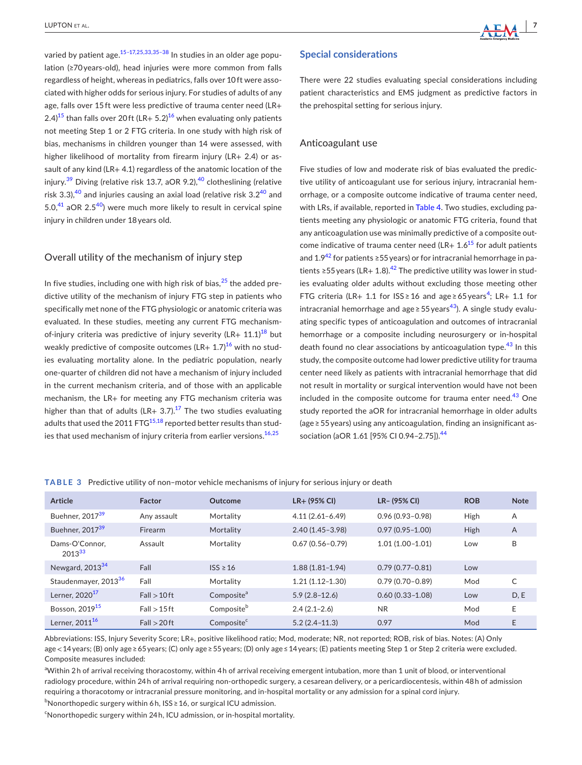varied by patient age.[15–17,25,33,35–38] In studies in an older age population (≥70 years-old), head injuries were more common from falls regardless of height, whereas in pediatrics, falls over 10 ft were associated with higher odds for serious injury. For studies of adults of any age, falls over 15 ft were less predictive of trauma center need (LR+ 2.4)[15] than falls over 20 ft (LR+ 5.2)[16] when evaluating only patients not meeting Step 1 or 2 FTG criteria. In one study with high risk of bias, mechanisms in children younger than 14 were assessed, with higher likelihood of mortality from firearm injury (LR+ 2.4) or assault of any kind (LR+ 4.1) regardless of the anatomic location of the injury.[39] Diving (relative risk 13.7, aOR 9.2),[40] clotheslining (relative risk 3.3),[40] and injuries causing an axial load (relative risk 3.2[40] and 5.0,[41] aOR 2.5[40]) were much more likely to result in cervical spine injury in children under 18 years old.

### Overall utility of the mechanism of injury step

In five studies, including one with high risk of bias,[25] the added predictive utility of the mechanism of injury FTG step in patients who specifically met none of the FTG physiologic or anatomic criteria was evaluated. In these studies, meeting any current FTG mechanism-of-injury criteria was predictive of injury severity (LR+ 11.1)[18] but weakly predictive of composite outcomes (LR+ 1.7)[16] with no studies evaluating mortality alone. In the pediatric population, nearly one-quarter of children did not have a mechanism of injury included in the current mechanism criteria, and of those with an applicable mechanism, the LR+ for meeting any FTG mechanism criteria was higher than that of adults (LR+ 3.7).[17] The two studies evaluating adults that used the 2011 FTG[15,18] reported better results than studies that used mechanism of injury criteria from earlier versions.[16,25]

## Special considerations

There were 22 studies evaluating special considerations including patient characteristics and EMS judgment as predictive factors in the prehospital setting for serious injury.

### Anticoagulant use

Five studies of low and moderate risk of bias evaluated the predictive utility of anticoagulant use for serious injury, intracranial hemorrhage, or a composite outcome indicative of trauma center need, with LRs, if available, reported in Table 4. Two studies, excluding patients meeting any physiologic or anatomic FTG criteria, found that any anticoagulation use was minimally predictive of a composite outcome indicative of trauma center need (LR+ 1.6[15] for adult patients and 1.9[42] for patients ≥55 years) or for intracranial hemorrhage in patients ≥55 years (LR+ 1.8).[42] The predictive utility was lower in studies evaluating older adults without excluding those meeting other FTG criteria (LR+ 1.1 for ISS ≥ 16 and age ≥ 65 years[4]; LR+ 1.1 for intracranial hemorrhage and age ≥ 55 years[43]). A single study evaluating specific types of anticoagulation and outcomes of intracranial hemorrhage or a composite including neurosurgery or in-hospital death found no clear associations by anticoagulation type.[43] In this study, the composite outcome had lower predictive utility for trauma center need likely as patients with intracranial hemorrhage that did not result in mortality or surgical intervention would have not been included in the composite outcome for trauma enter need.[43] One study reported the aOR for intracranial hemorrhage in older adults (age ≥ 55 years) using any anticoagulation, finding an insignificant association (aOR 1.61 [95% CI 0.94–2.75]).[44]

**TABLE 3** Predictive utility of non–motor vehicle mechanisms of injury for serious injury or death

| Article | Factor | Outcome | LR+ (95% CI) | LR− (95% CI) | ROB | Note |
|---|---|---|---|---|---|---|
| Buehner, 2017[39] | Any assault | Mortality | 4.11 (2.61–6.49) | 0.96 (0.93–0.98) | High | A |
| Buehner, 2017[39] | Firearm | Mortality | 2.40 (1.45–3.98) | 0.97 (0.95–1.00) | High | A |
| Dams-O'Connor, 2013[33] | Assault | Mortality | 0.67 (0.56–0.79) | 1.01 (1.00–1.01) | Low | B |
| Newgard, 2013[34] | Fall | ISS ≥ 16 | 1.88 (1.81–1.94) | 0.79 (0.77–0.81) | Low | |
| Staudenmayer, 2013[36] | Fall | Mortality | 1.21 (1.12–1.30) | 0.79 (0.70–0.89) | Mod | C |
| Lerner, 2020[17] | Fall > 10 ft | Composite[a] | 5.9 (2.8–12.6) | 0.60 (0.33–1.08) | Low | D, E |
| Bosson, 2019[15] | Fall > 15 ft | Composite[b] | 2.4 (2.1–2.6) | NR | Mod | E |
| Lerner, 2011[16] | Fall > 20 ft | Composite[c] | 5.2 (2.4–11.3) | 0.97 | Mod | E |

Abbreviations: ISS, Injury Severity Score; LR+, positive likelihood ratio; Mod, moderate; NR, not reported; ROB, risk of bias. Notes: (A) Only age < 14 years; (B) only age ≥ 65 years; (C) only age ≥ 55 years; (D) only age ≤ 14 years; (E) patients meeting Step 1 or Step 2 criteria were excluded. Composite measures included:

[a]Within 2 h of arrival receiving thoracostomy, within 4 h of arrival receiving emergent intubation, more than 1 unit of blood, or interventional radiology procedure, within 24 h of arrival requiring non-orthopedic surgery, a cesarean delivery, or a pericardiocentesis, within 48 h of admission requiring a thoracotomy or intracranial pressure monitoring, and in-hospital mortality or any admission for a spinal cord injury.

[b]Nonorthopedic surgery within 6 h, ISS ≥ 16, or surgical ICU admission.

[c]Nonorthopedic surgery within 24 h, ICU admission, or in-hospital mortality.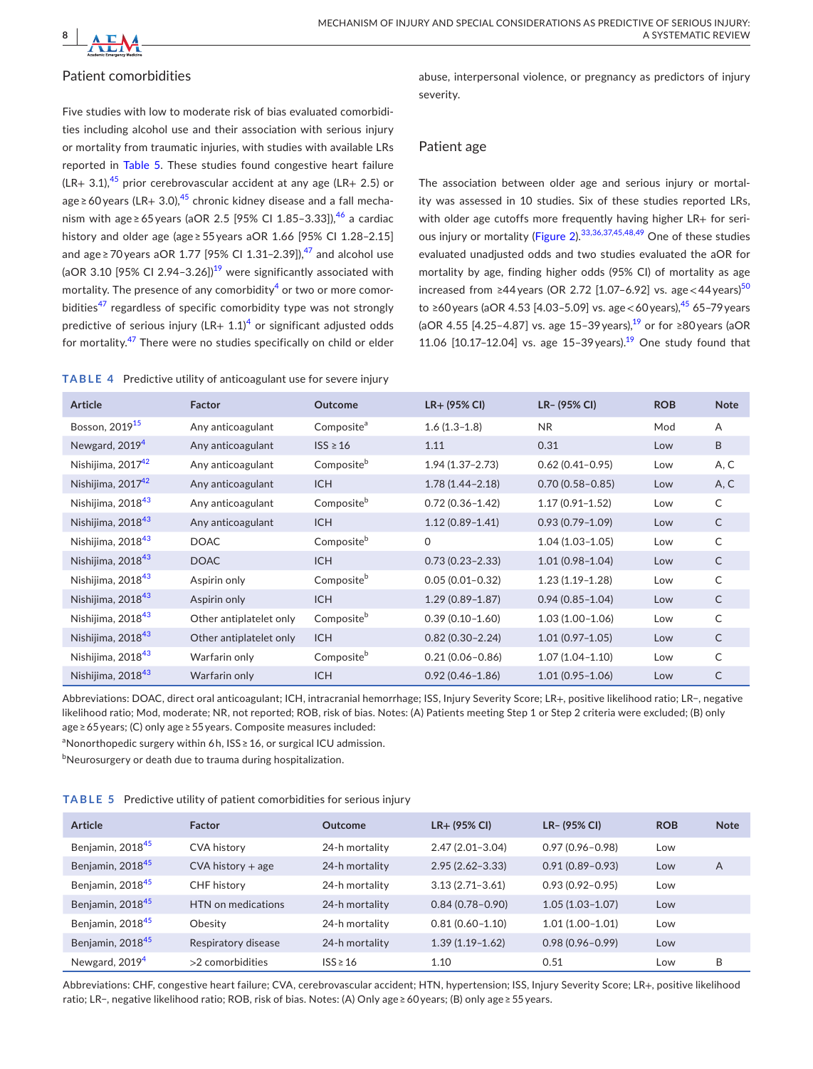## Patient comorbidities

Five studies with low to moderate risk of bias evaluated comorbidities including alcohol use and their association with serious injury or mortality from traumatic injuries, with studies with available LRs reported in Table 5. These studies found congestive heart failure (LR+ 3.1),[45] prior cerebrovascular accident at any age (LR+ 2.5) or age ≥ 60 years (LR+ 3.0),[45] chronic kidney disease and a fall mechanism with age ≥ 65 years (aOR 2.5 [95% CI 1.85–3.33]),[46] a cardiac history and older age (age ≥ 55 years aOR 1.66 [95% CI 1.28–2.15] and age ≥ 70 years aOR 1.77 [95% CI 1.31–2.39]),[47] and alcohol use (aOR 3.10 [95% CI 2.94–3.26])[19] were significantly associated with mortality. The presence of any comorbidity[4] or two or more comorbidities[47] regardless of specific comorbidity type was not strongly predictive of serious injury (LR+ 1.1)[4] or significant adjusted odds for mortality.[47] There were no studies specifically on child or elder abuse, interpersonal violence, or pregnancy as predictors of injury severity.

## Patient age

The association between older age and serious injury or mortality was assessed in 10 studies. Six of these studies reported LRs, with older age cutoffs more frequently having higher LR+ for serious injury or mortality (Figure 2).[33,36,37,45,48,49] One of these studies evaluated unadjusted odds and two studies evaluated the aOR for mortality by age, finding higher odds (95% CI) of mortality as age increased from ≥44 years (OR 2.72 [1.07–6.92] vs. age < 44 years)[50] to ≥60 years (aOR 4.53 [4.03–5.09] vs. age < 60 years),[45] 65–79 years (aOR 4.55 [4.25–4.87] vs. age 15–39 years),[19] or for ≥80 years (aOR 11.06 [10.17–12.04] vs. age 15–39 years).[19] One study found that

**TABLE 4** Predictive utility of anticoagulant use for severe injury

| Article | Factor | Outcome | LR+ (95% CI) | LR− (95% CI) | ROB | Note |
|---|---|---|---|---|---|---|
| Bosson, 2019[15] | Any anticoagulant | Composite[a] | 1.6 (1.3–1.8) | NR | Mod | A |
| Newgard, 2019[4] | Any anticoagulant | ISS ≥ 16 | 1.11 | 0.31 | Low | B |
| Nishijima, 2017[42] | Any anticoagulant | Composite[b] | 1.94 (1.37–2.73) | 0.62 (0.41–0.95) | Low | A, C |
| Nishijima, 2017[42] | Any anticoagulant | ICH | 1.78 (1.44–2.18) | 0.70 (0.58–0.85) | Low | A, C |
| Nishijima, 2018[43] | Any anticoagulant | Composite[b] | 0.72 (0.36–1.42) | 1.17 (0.91–1.52) | Low | C |
| Nishijima, 2018[43] | Any anticoagulant | ICH | 1.12 (0.89–1.41) | 0.93 (0.79–1.09) | Low | C |
| Nishijima, 2018[43] | DOAC | Composite[b] | 0 | 1.04 (1.03–1.05) | Low | C |
| Nishijima, 2018[43] | DOAC | ICH | 0.73 (0.23–2.33) | 1.01 (0.98–1.04) | Low | C |
| Nishijima, 2018[43] | Aspirin only | Composite[b] | 0.05 (0.01–0.32) | 1.23 (1.19–1.28) | Low | C |
| Nishijima, 2018[43] | Aspirin only | ICH | 1.29 (0.89–1.87) | 0.94 (0.85–1.04) | Low | C |
| Nishijima, 2018[43] | Other antiplatelet only | Composite[b] | 0.39 (0.10–1.60) | 1.03 (1.00–1.06) | Low | C |
| Nishijima, 2018[43] | Other antiplatelet only | ICH | 0.82 (0.30–2.24) | 1.01 (0.97–1.05) | Low | C |
| Nishijima, 2018[43] | Warfarin only | Composite[b] | 0.21 (0.06–0.86) | 1.07 (1.04–1.10) | Low | C |
| Nishijima, 2018[43] | Warfarin only | ICH | 0.92 (0.46–1.86) | 1.01 (0.95–1.06) | Low | C |

Abbreviations: DOAC, direct oral anticoagulant; ICH, intracranial hemorrhage; ISS, Injury Severity Score; LR+, positive likelihood ratio; LR−, negative likelihood ratio; Mod, moderate; NR, not reported; ROB, risk of bias. Notes: (A) Patients meeting Step 1 or Step 2 criteria were excluded; (B) only age ≥ 65 years; (C) only age ≥ 55 years. Composite measures included:

[a]Nonorthopedic surgery within 6 h, ISS ≥ 16, or surgical ICU admission.

[b]Neurosurgery or death due to trauma during hospitalization.

**TABLE 5** Predictive utility of patient comorbidities for serious injury

| Article | Factor | Outcome | LR+ (95% CI) | LR− (95% CI) | ROB | Note |
|---|---|---|---|---|---|---|
| Benjamin, 2018[45] | CVA history | 24-h mortality | 2.47 (2.01–3.04) | 0.97 (0.96–0.98) | Low | |
| Benjamin, 2018[45] | CVA history + age | 24-h mortality | 2.95 (2.62–3.33) | 0.91 (0.89–0.93) | Low | A |
| Benjamin, 2018[45] | CHF history | 24-h mortality | 3.13 (2.71–3.61) | 0.93 (0.92–0.95) | Low | |
| Benjamin, 2018[45] | HTN on medications | 24-h mortality | 0.84 (0.78–0.90) | 1.05 (1.03–1.07) | Low | |
| Benjamin, 2018[45] | Obesity | 24-h mortality | 0.81 (0.60–1.10) | 1.01 (1.00–1.01) | Low | |
| Benjamin, 2018[45] | Respiratory disease | 24-h mortality | 1.39 (1.19–1.62) | 0.98 (0.96–0.99) | Low | |
| Newgard, 2019[4] | >2 comorbidities | ISS ≥ 16 | 1.10 | 0.51 | Low | B |

Abbreviations: CHF, congestive heart failure; CVA, cerebrovascular accident; HTN, hypertension; ISS, Injury Severity Score; LR+, positive likelihood ratio; LR−, negative likelihood ratio; ROB, risk of bias. Notes: (A) Only age ≥ 60 years; (B) only age ≥ 55 years.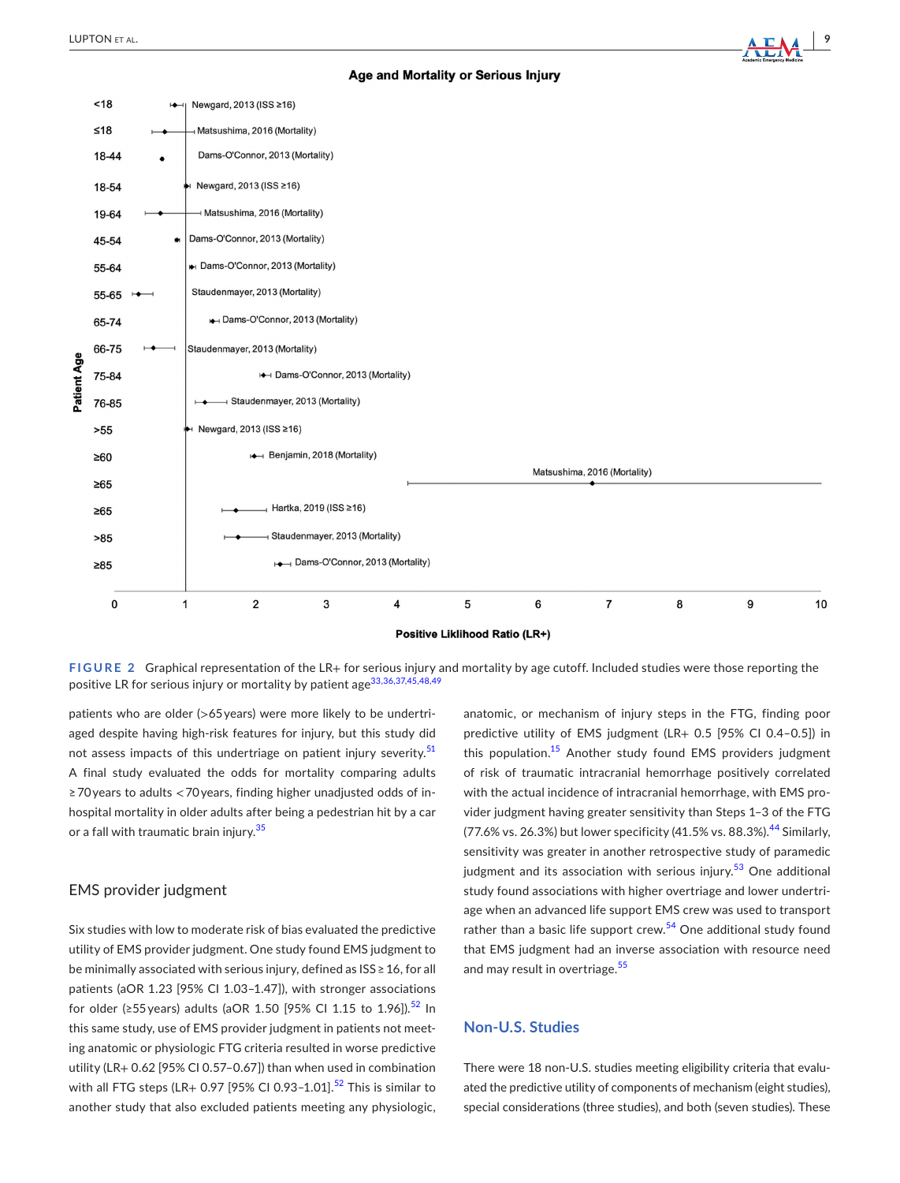Age and Mortality or Serious Injury

FIGURE 2 Graphical representation of the LR+ for serious injury and mortality by age cutoff. Included studies were those reporting the positive LR for serious injury or mortality by patient age[33,36,37,45,48,49]

patients who are older (>65 years) were more likely to be undertriaged despite having high-risk features for injury, but this study did not assess impacts of this undertriage on patient injury severity.[51] A final study evaluated the odds for mortality comparing adults ≥70 years to adults <70 years, finding higher unadjusted odds of in-hospital mortality in older adults after being a pedestrian hit by a car or a fall with traumatic brain injury.[35]

## EMS provider judgment

Six studies with low to moderate risk of bias evaluated the predictive utility of EMS provider judgment. One study found EMS judgment to be minimally associated with serious injury, defined as ISS ≥ 16, for all patients (aOR 1.23 [95% CI 1.03–1.47]), with stronger associations for older (≥55 years) adults (aOR 1.50 [95% CI 1.15 to 1.96]).[52] In this same study, use of EMS provider judgment in patients not meeting anatomic or physiologic FTG criteria resulted in worse predictive utility (LR+ 0.62 [95% CI 0.57–0.67]) than when used in combination with all FTG steps (LR+ 0.97 [95% CI 0.93–1.01].[52] This is similar to another study that also excluded patients meeting any physiologic, anatomic, or mechanism of injury steps in the FTG, finding poor predictive utility of EMS judgment (LR+ 0.5 [95% CI 0.4–0.5]) in this population.[15] Another study found EMS providers judgment of risk of traumatic intracranial hemorrhage positively correlated with the actual incidence of intracranial hemorrhage, with EMS provider judgment having greater sensitivity than Steps 1–3 of the FTG (77.6% vs. 26.3%) but lower specificity (41.5% vs. 88.3%).[44] Similarly, sensitivity was greater in another retrospective study of paramedic judgment and its association with serious injury.[53] One additional study found associations with higher overtriage and lower undertriage when an advanced life support EMS crew was used to transport rather than a basic life support crew.[54] One additional study found that EMS judgment had an inverse association with resource need and may result in overtriage.[55]

## Non-U.S. Studies

There were 18 non-U.S. studies meeting eligibility criteria that evaluated the predictive utility of components of mechanism (eight studies), special considerations (three studies), and both (seven studies). These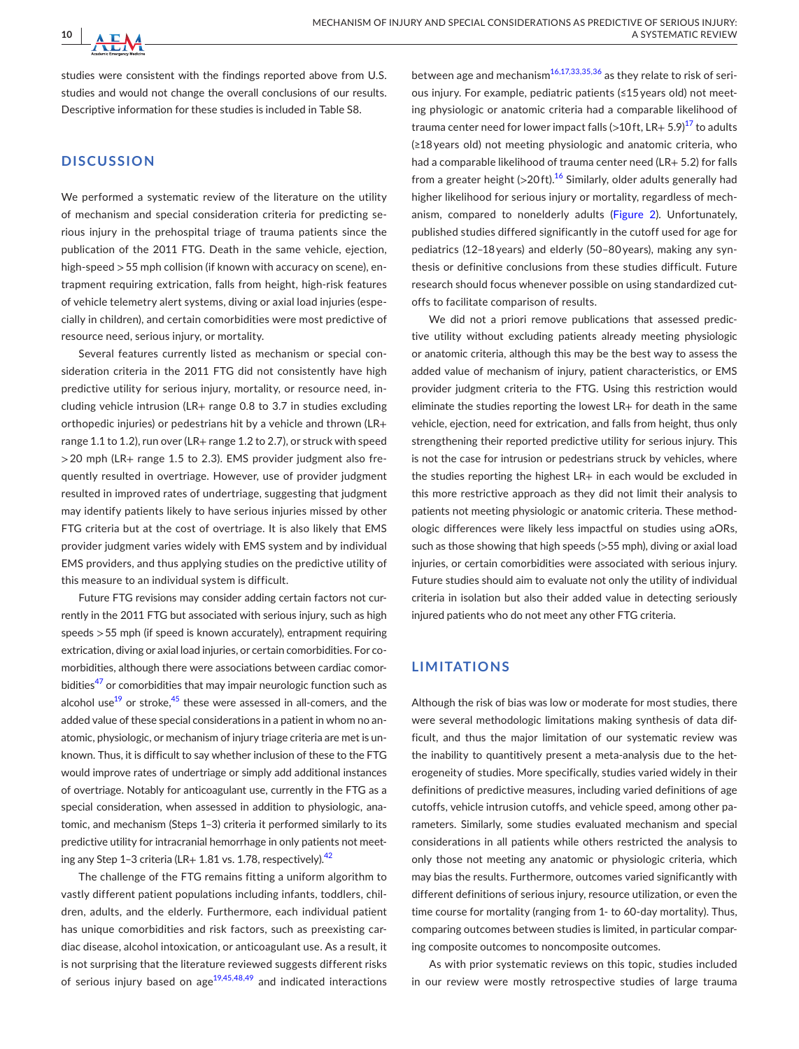studies were consistent with the findings reported above from U.S. studies and would not change the overall conclusions of our results. Descriptive information for these studies is included in Table S8.

## DISCUSSION

We performed a systematic review of the literature on the utility of mechanism and special consideration criteria for predicting serious injury in the prehospital triage of trauma patients since the publication of the 2011 FTG. Death in the same vehicle, ejection, high-speed > 55 mph collision (if known with accuracy on scene), entrapment requiring extrication, falls from height, high-risk features of vehicle telemetry alert systems, diving or axial load injuries (especially in children), and certain comorbidities were most predictive of resource need, serious injury, or mortality.

Several features currently listed as mechanism or special consideration criteria in the 2011 FTG did not consistently have high predictive utility for serious injury, mortality, or resource need, including vehicle intrusion (LR+ range 0.8 to 3.7 in studies excluding orthopedic injuries) or pedestrians hit by a vehicle and thrown (LR+ range 1.1 to 1.2), run over (LR+ range 1.2 to 2.7), or struck with speed > 20 mph (LR+ range 1.5 to 2.3). EMS provider judgment also frequently resulted in overtriage. However, use of provider judgment resulted in improved rates of undertriage, suggesting that judgment may identify patients likely to have serious injuries missed by other FTG criteria but at the cost of overtriage. It is also likely that EMS provider judgment varies widely with EMS system and by individual EMS providers, and thus applying studies on the predictive utility of this measure to an individual system is difficult.

Future FTG revisions may consider adding certain factors not currently in the 2011 FTG but associated with serious injury, such as high speeds > 55 mph (if speed is known accurately), entrapment requiring extrication, diving or axial load injuries, or certain comorbidities. For comorbidities, although there were associations between cardiac comorbidities[47] or comorbidities that may impair neurologic function such as alcohol use[19] or stroke,[45] these were assessed in all-comers, and the added value of these special considerations in a patient in whom no anatomic, physiologic, or mechanism of injury triage criteria are met is unknown. Thus, it is difficult to say whether inclusion of these to the FTG would improve rates of undertriage or simply add additional instances of overtriage. Notably for anticoagulant use, currently in the FTG as a special consideration, when assessed in addition to physiologic, anatomic, and mechanism (Steps 1–3) criteria it performed similarly to its predictive utility for intracranial hemorrhage in only patients not meeting any Step 1–3 criteria (LR+ 1.81 vs. 1.78, respectively).[42]

The challenge of the FTG remains fitting a uniform algorithm to vastly different patient populations including infants, toddlers, children, adults, and the elderly. Furthermore, each individual patient has unique comorbidities and risk factors, such as preexisting cardiac disease, alcohol intoxication, or anticoagulant use. As a result, it is not surprising that the literature reviewed suggests different risks of serious injury based on age[19,45,48,49] and indicated interactions between age and mechanism[16,17,33,35,36] as they relate to risk of serious injury. For example, pediatric patients (≤15 years old) not meeting physiologic or anatomic criteria had a comparable likelihood of trauma center need for lower impact falls (>10 ft, LR+ 5.9)[17] to adults (≥18 years old) not meeting physiologic and anatomic criteria, who had a comparable likelihood of trauma center need (LR+ 5.2) for falls from a greater height (>20 ft).[16] Similarly, older adults generally had higher likelihood for serious injury or mortality, regardless of mechanism, compared to nonelderly adults (Figure 2). Unfortunately, published studies differed significantly in the cutoff used for age for pediatrics (12–18 years) and elderly (50–80 years), making any synthesis or definitive conclusions from these studies difficult. Future research should focus whenever possible on using standardized cutoffs to facilitate comparison of results.

We did not a priori remove publications that assessed predictive utility without excluding patients already meeting physiologic or anatomic criteria, although this may be the best way to assess the added value of mechanism of injury, patient characteristics, or EMS provider judgment criteria to the FTG. Using this restriction would eliminate the studies reporting the lowest LR+ for death in the same vehicle, ejection, need for extrication, and falls from height, thus only strengthening their reported predictive utility for serious injury. This is not the case for intrusion or pedestrians struck by vehicles, where the studies reporting the highest LR+ in each would be excluded in this more restrictive approach as they did not limit their analysis to patients not meeting physiologic or anatomic criteria. These methodologic differences were likely less impactful on studies using aORs, such as those showing that high speeds (>55 mph), diving or axial load injuries, or certain comorbidities were associated with serious injury. Future studies should aim to evaluate not only the utility of individual criteria in isolation but also their added value in detecting seriously injured patients who do not meet any other FTG criteria.

## LIMITATIONS

Although the risk of bias was low or moderate for most studies, there were several methodologic limitations making synthesis of data difficult, and thus the major limitation of our systematic review was the inability to quantitively present a meta-analysis due to the heterogeneity of studies. More specifically, studies varied widely in their definitions of predictive measures, including varied definitions of age cutoffs, vehicle intrusion cutoffs, and vehicle speed, among other parameters. Similarly, some studies evaluated mechanism and special considerations in all patients while others restricted the analysis to only those not meeting any anatomic or physiologic criteria, which may bias the results. Furthermore, outcomes varied significantly with different definitions of serious injury, resource utilization, or even the time course for mortality (ranging from 1- to 60-day mortality). Thus, comparing outcomes between studies is limited, in particular comparing composite outcomes to noncomposite outcomes.

As with prior systematic reviews on this topic, studies included in our review were mostly retrospective studies of large trauma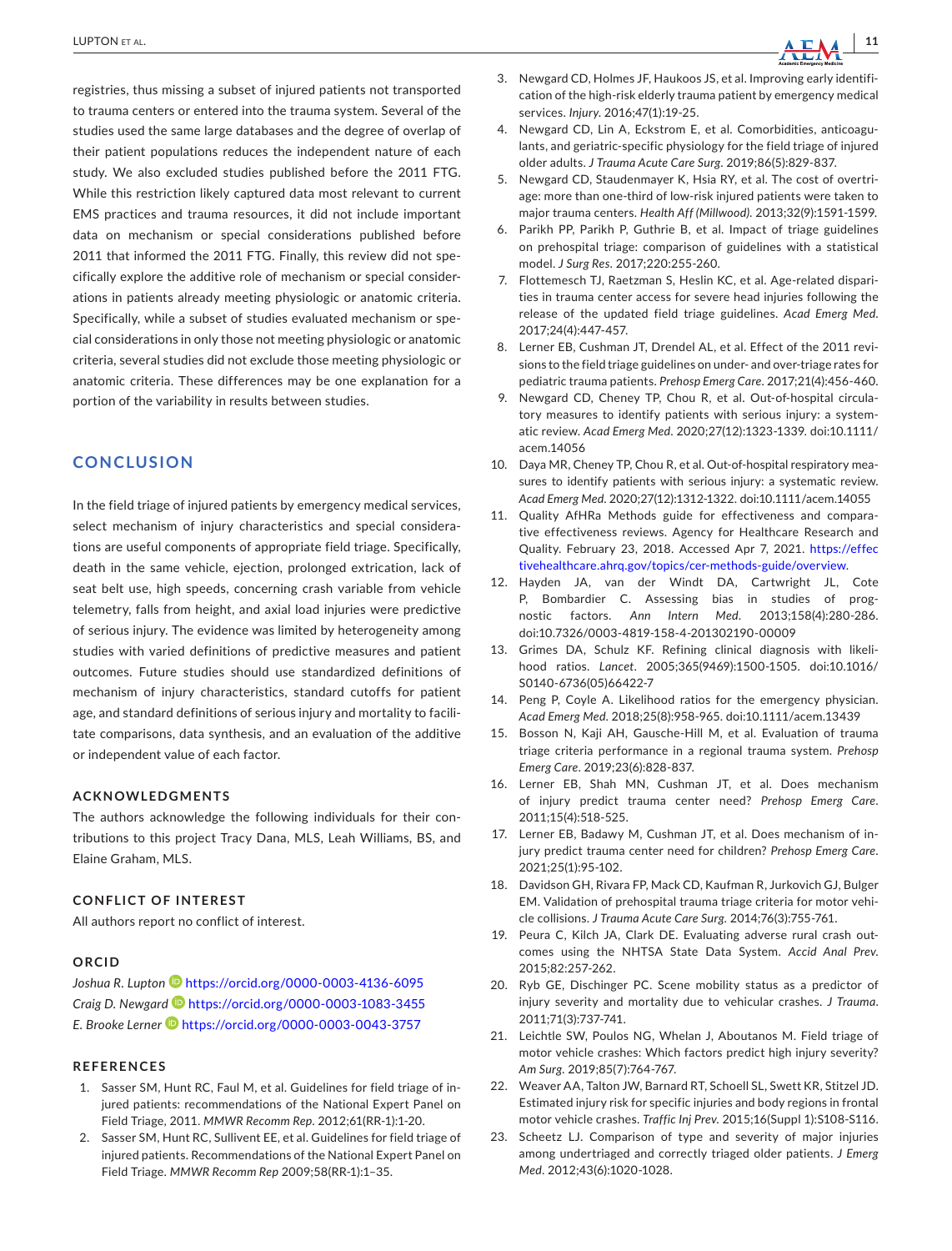registries, thus missing a subset of injured patients not transported to trauma centers or entered into the trauma system. Several of the studies used the same large databases and the degree of overlap of their patient populations reduces the independent nature of each study. We also excluded studies published before the 2011 FTG. While this restriction likely captured data most relevant to current EMS practices and trauma resources, it did not include important data on mechanism or special considerations published before 2011 that informed the 2011 FTG. Finally, this review did not specifically explore the additive role of mechanism or special considerations in patients already meeting physiologic or anatomic criteria. Specifically, while a subset of studies evaluated mechanism or special considerations in only those not meeting physiologic or anatomic criteria, several studies did not exclude those meeting physiologic or anatomic criteria. These differences may be one explanation for a portion of the variability in results between studies.

## CONCLUSION

In the field triage of injured patients by emergency medical services, select mechanism of injury characteristics and special considerations are useful components of appropriate field triage. Specifically, death in the same vehicle, ejection, prolonged extrication, lack of seat belt use, high speeds, concerning crash variable from vehicle telemetry, falls from height, and axial load injuries were predictive of serious injury. The evidence was limited by heterogeneity among studies with varied definitions of predictive measures and patient outcomes. Future studies should use standardized definitions of mechanism of injury characteristics, standard cutoffs for patient age, and standard definitions of serious injury and mortality to facilitate comparisons, data synthesis, and an evaluation of the additive or independent value of each factor.

### ACKNOWLEDGMENTS

The authors acknowledge the following individuals for their contributions to this project Tracy Dana, MLS, Leah Williams, BS, and Elaine Graham, MLS.

### CONFLICT OF INTEREST

All authors report no conflict of interest.

### ORCID

*Joshua R. Lupton* https://orcid.org/0000-0003-4136-6095
*Craig D. Newgard* https://orcid.org/0000-0003-1083-3455
*E. Brooke Lerner* https://orcid.org/0000-0003-0043-3757

### REFERENCES

1. Sasser SM, Hunt RC, Faul M, et al. Guidelines for field triage of injured patients: recommendations of the National Expert Panel on Field Triage, 2011. *MMWR Recomm Rep*. 2012;61(RR-1):1-20.
2. Sasser SM, Hunt RC, Sullivent EE, et al. Guidelines for field triage of injured patients. Recommendations of the National Expert Panel on Field Triage. *MMWR Recomm Rep* 2009;58(RR-1):1–35.
3. Newgard CD, Holmes JF, Haukoos JS, et al. Improving early identification of the high-risk elderly trauma patient by emergency medical services. *Injury*. 2016;47(1):19-25.
4. Newgard CD, Lin A, Eckstrom E, et al. Comorbidities, anticoagulants, and geriatric-specific physiology for the field triage of injured older adults. *J Trauma Acute Care Surg*. 2019;86(5):829-837.
5. Newgard CD, Staudenmayer K, Hsia RY, et al. The cost of overtriage: more than one-third of low-risk injured patients were taken to major trauma centers. *Health Aff (Millwood)*. 2013;32(9):1591-1599.
6. Parikh PP, Parikh P, Guthrie B, et al. Impact of triage guidelines on prehospital triage: comparison of guidelines with a statistical model. *J Surg Res*. 2017;220:255-260.
7. Flottemesch TJ, Raetzman S, Heslin KC, et al. Age-related disparities in trauma center access for severe head injuries following the release of the updated field triage guidelines. *Acad Emerg Med*. 2017;24(4):447-457.
8. Lerner EB, Cushman JT, Drendel AL, et al. Effect of the 2011 revisions to the field triage guidelines on under- and over-triage rates for pediatric trauma patients. *Prehosp Emerg Care*. 2017;21(4):456-460.
9. Newgard CD, Cheney TP, Chou R, et al. Out-of-hospital circulatory measures to identify patients with serious injury: a systematic review. *Acad Emerg Med*. 2020;27(12):1323-1339. doi:10.1111/acem.14056
10. Daya MR, Cheney TP, Chou R, et al. Out-of-hospital respiratory measures to identify patients with serious injury: a systematic review. *Acad Emerg Med*. 2020;27(12):1312-1322. doi:10.1111/acem.14055
11. Quality AfHRa Methods guide for effectiveness and comparative effectiveness reviews. Agency for Healthcare Research and Quality. February 23, 2018. Accessed Apr 7, 2021. https://effectivehealthcare.ahrq.gov/topics/cer-methods-guide/overview.
12. Hayden JA, van der Windt DA, Cartwright JL, Cote P, Bombardier C. Assessing bias in studies of prognostic factors. *Ann Intern Med*. 2013;158(4):280-286. doi:10.7326/0003-4819-158-4-201302190-00009
13. Grimes DA, Schulz KF. Refining clinical diagnosis with likelihood ratios. *Lancet*. 2005;365(9469):1500-1505. doi:10.1016/S0140-6736(05)66422-7
14. Peng P, Coyle A. Likelihood ratios for the emergency physician. *Acad Emerg Med*. 2018;25(8):958-965. doi:10.1111/acem.13439
15. Bosson N, Kaji AH, Gausche-Hill M, et al. Evaluation of trauma triage criteria performance in a regional trauma system. *Prehosp Emerg Care*. 2019;23(6):828-837.
16. Lerner EB, Shah MN, Cushman JT, et al. Does mechanism of injury predict trauma center need? *Prehosp Emerg Care*. 2011;15(4):518-525.
17. Lerner EB, Badawy M, Cushman JT, et al. Does mechanism of injury predict trauma center need for children? *Prehosp Emerg Care*. 2021;25(1):95-102.
18. Davidson GH, Rivara FP, Mack CD, Kaufman R, Jurkovich GJ, Bulger EM. Validation of prehospital trauma triage criteria for motor vehicle collisions. *J Trauma Acute Care Surg*. 2014;76(3):755-761.
19. Peura C, Kilch JA, Clark DE. Evaluating adverse rural crash outcomes using the NHTSA State Data System. *Accid Anal Prev*. 2015;82:257-262.
20. Ryb GE, Dischinger PC. Scene mobility status as a predictor of injury severity and mortality due to vehicular crashes. *J Trauma*. 2011;71(3):737-741.
21. Leichtle SW, Poulos NG, Whelan J, Aboutanos M. Field triage of motor vehicle crashes: Which factors predict high injury severity? *Am Surg*. 2019;85(7):764-767.
22. Weaver AA, Talton JW, Barnard RT, Schoell SL, Swett KR, Stitzel JD. Estimated injury risk for specific injuries and body regions in frontal motor vehicle crashes. *Traffic Inj Prev*. 2015;16(Suppl 1):S108-S116.
23. Scheetz LJ. Comparison of type and severity of major injuries among undertriaged and correctly triaged older patients. *J Emerg Med*. 2012;43(6):1020-1028.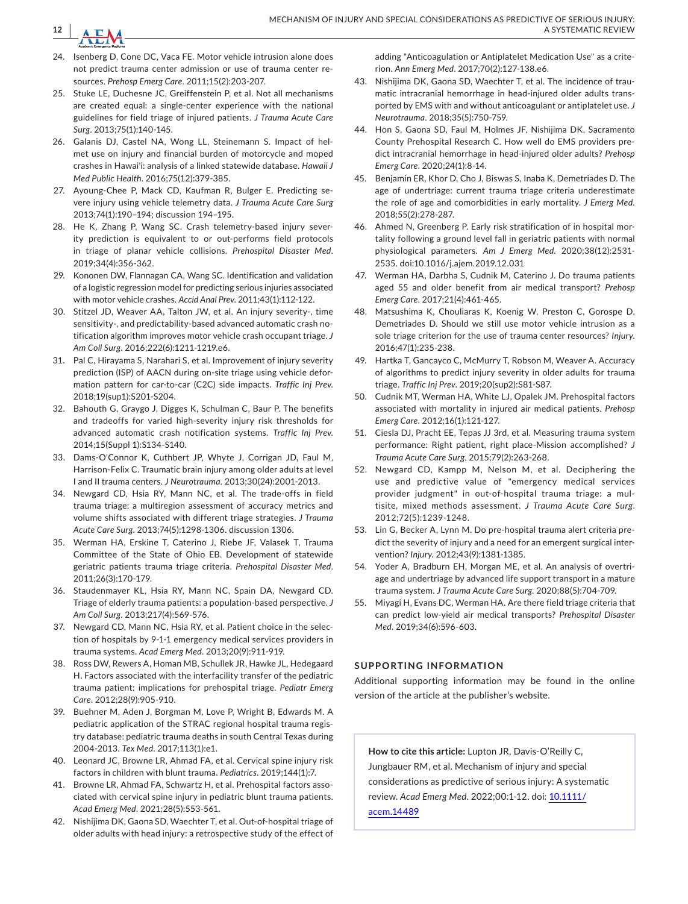24. Isenberg D, Cone DC, Vaca FE. Motor vehicle intrusion alone does not predict trauma center admission or use of trauma center resources. *Prehosp Emerg Care*. 2011;15(2):203-207.
25. Stuke LE, Duchesne JC, Greiffenstein P, et al. Not all mechanisms are created equal: a single-center experience with the national guidelines for field triage of injured patients. *J Trauma Acute Care Surg*. 2013;75(1):140-145.
26. Galanis DJ, Castel NA, Wong LL, Steinemann S. Impact of helmet use on injury and financial burden of motorcycle and moped crashes in Hawai'i: analysis of a linked statewide database. *Hawaii J Med Public Health*. 2016;75(12):379-385.
27. Ayoung-Chee P, Mack CD, Kaufman R, Bulger E. Predicting severe injury using vehicle telemetry data. *J Trauma Acute Care Surg* 2013;74(1):190–194; discussion 194–195.
28. He K, Zhang P, Wang SC. Crash telemetry-based injury severity prediction is equivalent to or out-performs field protocols in triage of planar vehicle collisions. *Prehospital Disaster Med*. 2019;34(4):356-362.
29. Kononen DW, Flannagan CA, Wang SC. Identification and validation of a logistic regression model for predicting serious injuries associated with motor vehicle crashes. *Accid Anal Prev*. 2011;43(1):112-122.
30. Stitzel JD, Weaver AA, Talton JW, et al. An injury severity-, time sensitivity-, and predictability-based advanced automatic crash notification algorithm improves motor vehicle crash occupant triage. *J Am Coll Surg*. 2016;222(6):1211-1219.e6.
31. Pal C, Hirayama S, Narahari S, et al. Improvement of injury severity prediction (ISP) of AACN during on-site triage using vehicle deformation pattern for car-to-car (C2C) side impacts. *Traffic Inj Prev*. 2018;19(sup1):S201-S204.
32. Bahouth G, Graygo J, Digges K, Schulman C, Baur P. The benefits and tradeoffs for varied high-severity injury risk thresholds for advanced automatic crash notification systems. *Traffic Inj Prev*. 2014;15(Suppl 1):S134-S140.
33. Dams-O'Connor K, Cuthbert JP, Whyte J, Corrigan JD, Faul M, Harrison-Felix C. Traumatic brain injury among older adults at level I and II trauma centers. *J Neurotrauma*. 2013;30(24):2001-2013.
34. Newgard CD, Hsia RY, Mann NC, et al. The trade-offs in field trauma triage: a multiregion assessment of accuracy metrics and volume shifts associated with different triage strategies. *J Trauma Acute Care Surg*. 2013;74(5):1298-1306. discussion 1306.
35. Werman HA, Erskine T, Caterino J, Riebe JF, Valasek T, Trauma Committee of the State of Ohio EB. Development of statewide geriatric patients trauma triage criteria. *Prehospital Disaster Med*. 2011;26(3):170-179.
36. Staudenmayer KL, Hsia RY, Mann NC, Spain DA, Newgard CD. Triage of elderly trauma patients: a population-based perspective. *J Am Coll Surg*. 2013;217(4):569-576.
37. Newgard CD, Mann NC, Hsia RY, et al. Patient choice in the selection of hospitals by 9-1-1 emergency medical services providers in trauma systems. *Acad Emerg Med*. 2013;20(9):911-919.
38. Ross DW, Rewers A, Homan MB, Schullek JR, Hawke JL, Hedegaard H. Factors associated with the interfacility transfer of the pediatric trauma patient: implications for prehospital triage. *Pediatr Emerg Care*. 2012;28(9):905-910.
39. Buehner M, Aden J, Borgman M, Love P, Wright B, Edwards M. A pediatric application of the STRAC regional hospital trauma registry database: pediatric trauma deaths in south Central Texas during 2004-2013. *Tex Med*. 2017;113(1):e1.
40. Leonard JC, Browne LR, Ahmad FA, et al. Cervical spine injury risk factors in children with blunt trauma. *Pediatrics*. 2019;144(1):7.
41. Browne LR, Ahmad FA, Schwartz H, et al. Prehospital factors associated with cervical spine injury in pediatric blunt trauma patients. *Acad Emerg Med*. 2021;28(5):553-561.
42. Nishijima DK, Gaona SD, Waechter T, et al. Out-of-hospital triage of older adults with head injury: a retrospective study of the effect of adding "Anticoagulation or Antiplatelet Medication Use" as a criterion. *Ann Emerg Med*. 2017;70(2):127-138.e6.
43. Nishijima DK, Gaona SD, Waechter T, et al. The incidence of traumatic intracranial hemorrhage in head-injured older adults transported by EMS with and without anticoagulant or antiplatelet use. *J Neurotrauma*. 2018;35(5):750-759.
44. Hon S, Gaona SD, Faul M, Holmes JF, Nishijima DK, Sacramento County Prehospital Research C. How well do EMS providers predict intracranial hemorrhage in head-injured older adults? *Prehosp Emerg Care*. 2020;24(1):8-14.
45. Benjamin ER, Khor D, Cho J, Biswas S, Inaba K, Demetriades D. The age of undertriage: current trauma triage criteria underestimate the role of age and comorbidities in early mortality. *J Emerg Med*. 2018;55(2):278-287.
46. Ahmed N, Greenberg P. Early risk stratification of in hospital mortality following a ground level fall in geriatric patients with normal physiological parameters. *Am J Emerg Med*. 2020;38(12):2531-2535. doi:10.1016/j.ajem.2019.12.031
47. Werman HA, Darbha S, Cudnik M, Caterino J. Do trauma patients aged 55 and older benefit from air medical transport? *Prehosp Emerg Care*. 2017;21(4):461-465.
48. Matsushima K, Chouliaras K, Koenig W, Preston C, Gorospe D, Demetriades D. Should we still use motor vehicle intrusion as a sole triage criterion for the use of trauma center resources? *Injury*. 2016;47(1):235-238.
49. Hartka T, Gancayco C, McMurry T, Robson M, Weaver A. Accuracy of algorithms to predict injury severity in older adults for trauma triage. *Traffic Inj Prev*. 2019;20(sup2):S81-S87.
50. Cudnik MT, Werman HA, White LJ, Opalek JM. Prehospital factors associated with mortality in injured air medical patients. *Prehosp Emerg Care*. 2012;16(1):121-127.
51. Ciesla DJ, Pracht EE, Tepas JJ 3rd, et al. Measuring trauma system performance: Right patient, right place-Mission accomplished? *J Trauma Acute Care Surg*. 2015;79(2):263-268.
52. Newgard CD, Kampp M, Nelson M, et al. Deciphering the use and predictive value of "emergency medical services provider judgment" in out-of-hospital trauma triage: a multisite, mixed methods assessment. *J Trauma Acute Care Surg*. 2012;72(5):1239-1248.
53. Lin G, Becker A, Lynn M. Do pre-hospital trauma alert criteria predict the severity of injury and a need for an emergent surgical intervention? *Injury*. 2012;43(9):1381-1385.
54. Yoder A, Bradburn EH, Morgan ME, et al. An analysis of overtriage and undertriage by advanced life support transport in a mature trauma system. *J Trauma Acute Care Surg*. 2020;88(5):704-709.
55. Miyagi H, Evans DC, Werman HA. Are there field triage criteria that can predict low-yield air medical transports? *Prehospital Disaster Med*. 2019;34(6):596-603.

## SUPPORTING INFORMATION

Additional supporting information may be found in the online version of the article at the publisher's website.

**How to cite this article:** Lupton JR, Davis-O'Reilly C, Jungbauer RM, et al. Mechanism of injury and special considerations as predictive of serious injury: A systematic review. *Acad Emerg Med*. 2022;00:1-12. doi: 10.1111/acem.14489